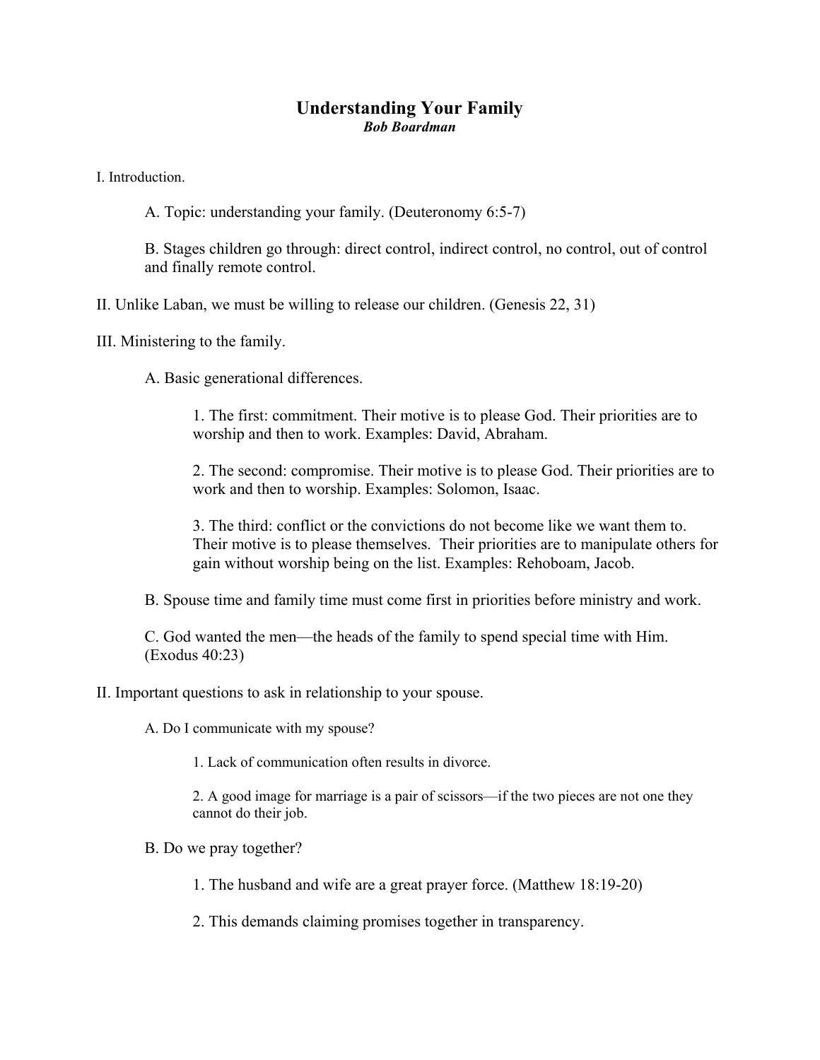# Understanding Your Family

***Bob Boardman***

I. Introduction.

A. Topic: understanding your family. (Deuteronomy 6:5-7)

B. Stages children go through: direct control, indirect control, no control, out of control and finally remote control.

II. Unlike Laban, we must be willing to release our children. (Genesis 22, 31)

III. Ministering to the family.

A. Basic generational differences.

1. The first: commitment. Their motive is to please God. Their priorities are to worship and then to work. Examples: David, Abraham.

2. The second: compromise. Their motive is to please God. Their priorities are to work and then to worship. Examples: Solomon, Isaac.

3. The third: conflict or the convictions do not become like we want them to. Their motive is to please themselves. Their priorities are to manipulate others for gain without worship being on the list. Examples: Rehoboam, Jacob.

B. Spouse time and family time must come first in priorities before ministry and work.

C. God wanted the men—the heads of the family to spend special time with Him. (Exodus 40:23)

II. Important questions to ask in relationship to your spouse.

A. Do I communicate with my spouse?

1. Lack of communication often results in divorce.

2. A good image for marriage is a pair of scissors—if the two pieces are not one they cannot do their job.

B. Do we pray together?

1. The husband and wife are a great prayer force. (Matthew 18:19-20)

2. This demands claiming promises together in transparency.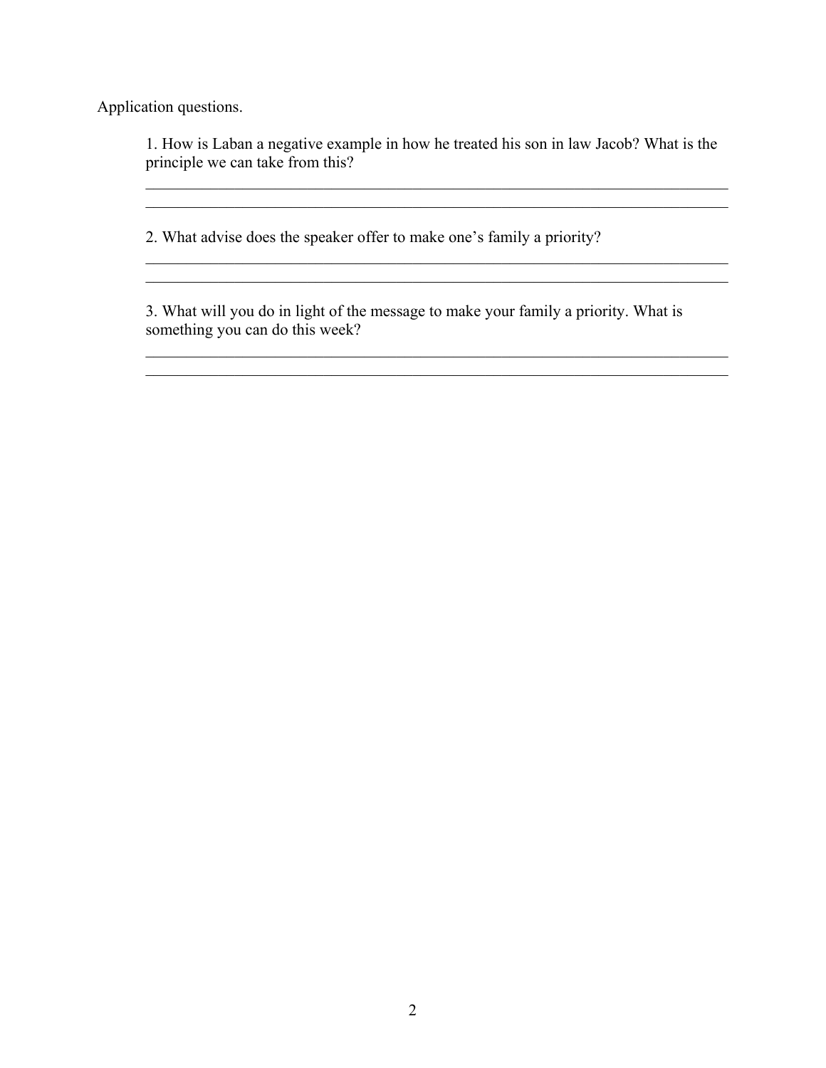Application questions.

1. How is Laban a negative example in how he treated his son in law Jacob? What is the principle we can take from this?

___________________________________________________________________________

___________________________________________________________________________

2. What advise does the speaker offer to make one's family a priority?

___________________________________________________________________________

___________________________________________________________________________

3. What will you do in light of the message to make your family a priority. What is something you can do this week?

___________________________________________________________________________

___________________________________________________________________________